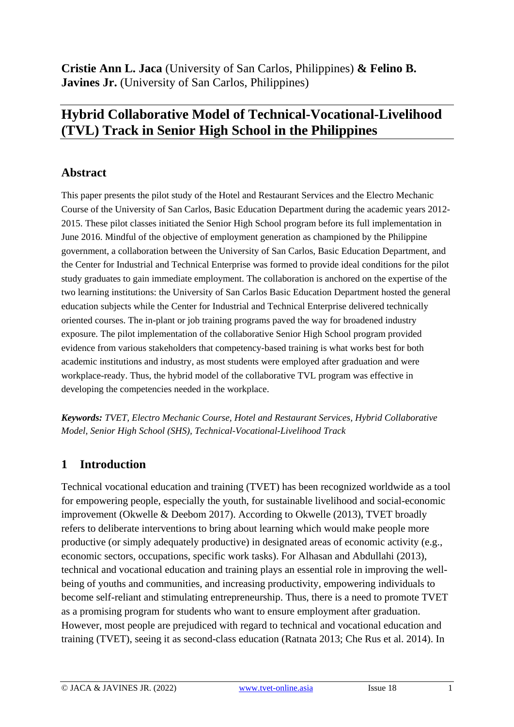**Cristie Ann L. Jaca** (University of San Carlos, Philippines) **& Felino B. Javines Jr.** (University of San Carlos, Philippines)

# Hybrid Collaborative Model of Technical-Vocational-Livelihood (TVL) Track in Senior High School in the Philippines

## Abstract

This paper presents the pilot study of the Hotel and Restaurant Services and the Electro Mechanic Course of the University of San Carlos, Basic Education Department during the academic years 2012-2015. These pilot classes initiated the Senior High School program before its full implementation in June 2016. Mindful of the objective of employment generation as championed by the Philippine government, a collaboration between the University of San Carlos, Basic Education Department, and the Center for Industrial and Technical Enterprise was formed to provide ideal conditions for the pilot study graduates to gain immediate employment. The collaboration is anchored on the expertise of the two learning institutions: the University of San Carlos Basic Education Department hosted the general education subjects while the Center for Industrial and Technical Enterprise delivered technically oriented courses. The in-plant or job training programs paved the way for broadened industry exposure. The pilot implementation of the collaborative Senior High School program provided evidence from various stakeholders that competency-based training is what works best for both academic institutions and industry, as most students were employed after graduation and were workplace-ready. Thus, the hybrid model of the collaborative TVL program was effective in developing the competencies needed in the workplace.

***Keywords:*** *TVET, Electro Mechanic Course, Hotel and Restaurant Services, Hybrid Collaborative Model, Senior High School (SHS), Technical-Vocational-Livelihood Track*

## 1 Introduction

Technical vocational education and training (TVET) has been recognized worldwide as a tool for empowering people, especially the youth, for sustainable livelihood and social-economic improvement (Okwelle & Deebom 2017). According to Okwelle (2013), TVET broadly refers to deliberate interventions to bring about learning which would make people more productive (or simply adequately productive) in designated areas of economic activity (e.g., economic sectors, occupations, specific work tasks). For Alhasan and Abdullahi (2013), technical and vocational education and training plays an essential role in improving the well-being of youths and communities, and increasing productivity, empowering individuals to become self-reliant and stimulating entrepreneurship. Thus, there is a need to promote TVET as a promising program for students who want to ensure employment after graduation. However, most people are prejudiced with regard to technical and vocational education and training (TVET), seeing it as second-class education (Ratnata 2013; Che Rus et al. 2014). In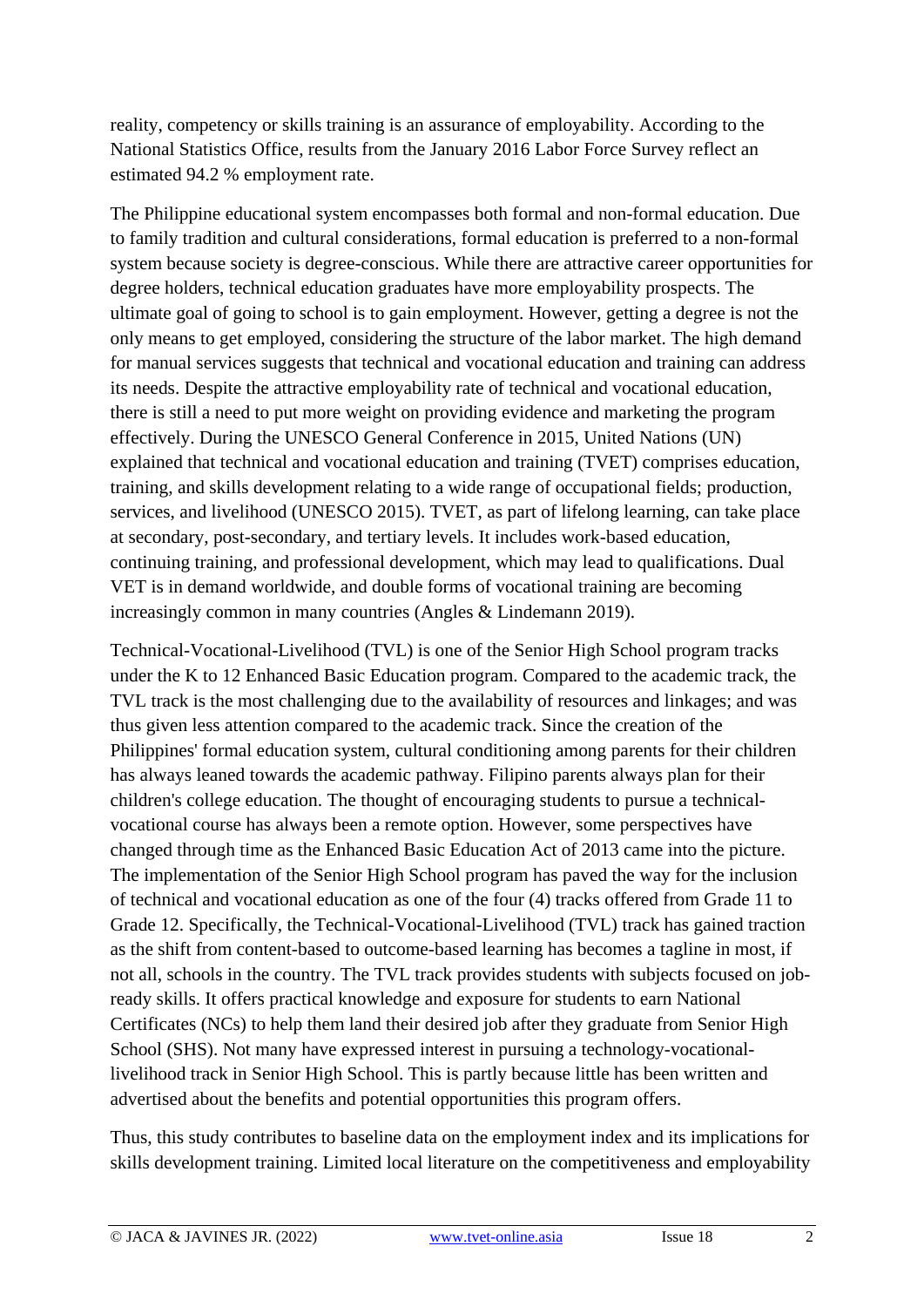reality, competency or skills training is an assurance of employability. According to the National Statistics Office, results from the January 2016 Labor Force Survey reflect an estimated 94.2 % employment rate.

The Philippine educational system encompasses both formal and non-formal education. Due to family tradition and cultural considerations, formal education is preferred to a non-formal system because society is degree-conscious. While there are attractive career opportunities for degree holders, technical education graduates have more employability prospects. The ultimate goal of going to school is to gain employment. However, getting a degree is not the only means to get employed, considering the structure of the labor market. The high demand for manual services suggests that technical and vocational education and training can address its needs. Despite the attractive employability rate of technical and vocational education, there is still a need to put more weight on providing evidence and marketing the program effectively. During the UNESCO General Conference in 2015, United Nations (UN) explained that technical and vocational education and training (TVET) comprises education, training, and skills development relating to a wide range of occupational fields; production, services, and livelihood (UNESCO 2015). TVET, as part of lifelong learning, can take place at secondary, post-secondary, and tertiary levels. It includes work-based education, continuing training, and professional development, which may lead to qualifications. Dual VET is in demand worldwide, and double forms of vocational training are becoming increasingly common in many countries (Angles & Lindemann 2019).

Technical-Vocational-Livelihood (TVL) is one of the Senior High School program tracks under the K to 12 Enhanced Basic Education program. Compared to the academic track, the TVL track is the most challenging due to the availability of resources and linkages; and was thus given less attention compared to the academic track. Since the creation of the Philippines' formal education system, cultural conditioning among parents for their children has always leaned towards the academic pathway. Filipino parents always plan for their children's college education. The thought of encouraging students to pursue a technical-vocational course has always been a remote option. However, some perspectives have changed through time as the Enhanced Basic Education Act of 2013 came into the picture. The implementation of the Senior High School program has paved the way for the inclusion of technical and vocational education as one of the four (4) tracks offered from Grade 11 to Grade 12. Specifically, the Technical-Vocational-Livelihood (TVL) track has gained traction as the shift from content-based to outcome-based learning has becomes a tagline in most, if not all, schools in the country. The TVL track provides students with subjects focused on job-ready skills. It offers practical knowledge and exposure for students to earn National Certificates (NCs) to help them land their desired job after they graduate from Senior High School (SHS). Not many have expressed interest in pursuing a technology-vocational-livelihood track in Senior High School. This is partly because little has been written and advertised about the benefits and potential opportunities this program offers.

Thus, this study contributes to baseline data on the employment index and its implications for skills development training. Limited local literature on the competitiveness and employability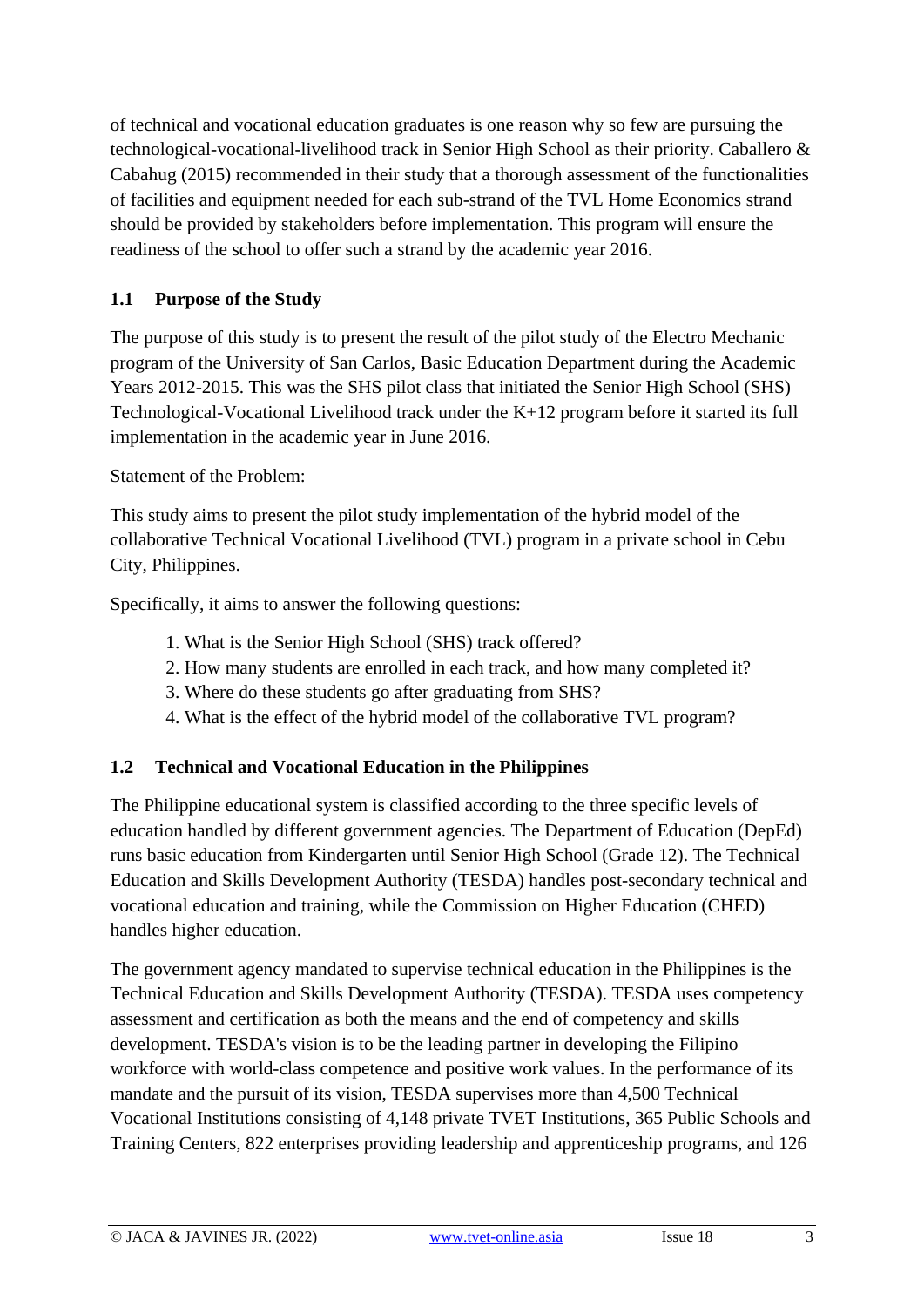of technical and vocational education graduates is one reason why so few are pursuing the technological-vocational-livelihood track in Senior High School as their priority. Caballero & Cabahug (2015) recommended in their study that a thorough assessment of the functionalities of facilities and equipment needed for each sub-strand of the TVL Home Economics strand should be provided by stakeholders before implementation. This program will ensure the readiness of the school to offer such a strand by the academic year 2016.

## 1.1 Purpose of the Study

The purpose of this study is to present the result of the pilot study of the Electro Mechanic program of the University of San Carlos, Basic Education Department during the Academic Years 2012-2015. This was the SHS pilot class that initiated the Senior High School (SHS) Technological-Vocational Livelihood track under the K+12 program before it started its full implementation in the academic year in June 2016.

Statement of the Problem:

This study aims to present the pilot study implementation of the hybrid model of the collaborative Technical Vocational Livelihood (TVL) program in a private school in Cebu City, Philippines.

Specifically, it aims to answer the following questions:

1. What is the Senior High School (SHS) track offered?
2. How many students are enrolled in each track, and how many completed it?
3. Where do these students go after graduating from SHS?
4. What is the effect of the hybrid model of the collaborative TVL program?

## 1.2 Technical and Vocational Education in the Philippines

The Philippine educational system is classified according to the three specific levels of education handled by different government agencies. The Department of Education (DepEd) runs basic education from Kindergarten until Senior High School (Grade 12). The Technical Education and Skills Development Authority (TESDA) handles post-secondary technical and vocational education and training, while the Commission on Higher Education (CHED) handles higher education.

The government agency mandated to supervise technical education in the Philippines is the Technical Education and Skills Development Authority (TESDA). TESDA uses competency assessment and certification as both the means and the end of competency and skills development. TESDA's vision is to be the leading partner in developing the Filipino workforce with world-class competence and positive work values. In the performance of its mandate and the pursuit of its vision, TESDA supervises more than 4,500 Technical Vocational Institutions consisting of 4,148 private TVET Institutions, 365 Public Schools and Training Centers, 822 enterprises providing leadership and apprenticeship programs, and 126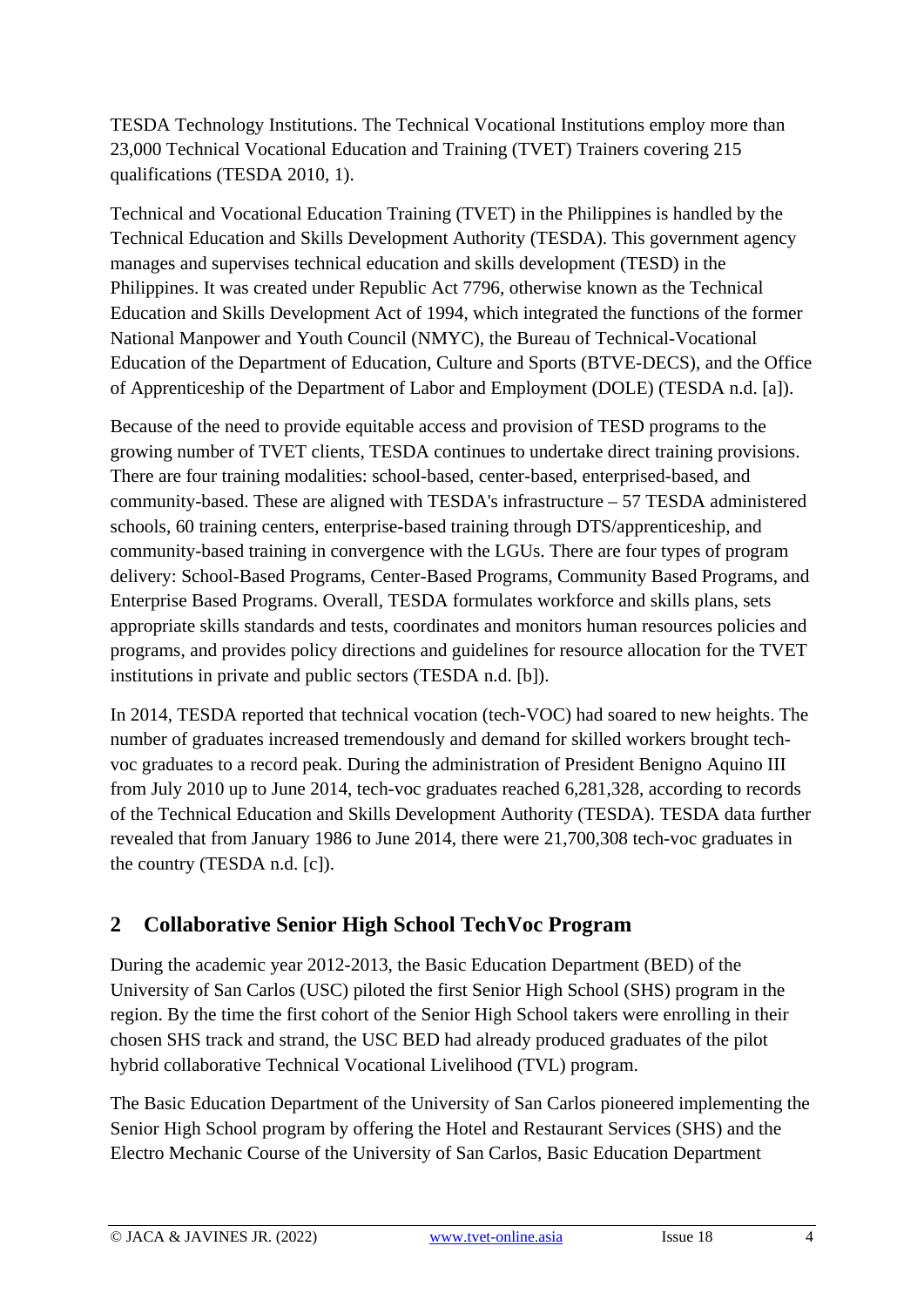TESDA Technology Institutions. The Technical Vocational Institutions employ more than 23,000 Technical Vocational Education and Training (TVET) Trainers covering 215 qualifications (TESDA 2010, 1).

Technical and Vocational Education Training (TVET) in the Philippines is handled by the Technical Education and Skills Development Authority (TESDA). This government agency manages and supervises technical education and skills development (TESD) in the Philippines. It was created under Republic Act 7796, otherwise known as the Technical Education and Skills Development Act of 1994, which integrated the functions of the former National Manpower and Youth Council (NMYC), the Bureau of Technical-Vocational Education of the Department of Education, Culture and Sports (BTVE-DECS), and the Office of Apprenticeship of the Department of Labor and Employment (DOLE) (TESDA n.d. [a]).

Because of the need to provide equitable access and provision of TESD programs to the growing number of TVET clients, TESDA continues to undertake direct training provisions. There are four training modalities: school-based, center-based, enterprised-based, and community-based. These are aligned with TESDA's infrastructure – 57 TESDA administered schools, 60 training centers, enterprise-based training through DTS/apprenticeship, and community-based training in convergence with the LGUs. There are four types of program delivery: School-Based Programs, Center-Based Programs, Community Based Programs, and Enterprise Based Programs. Overall, TESDA formulates workforce and skills plans, sets appropriate skills standards and tests, coordinates and monitors human resources policies and programs, and provides policy directions and guidelines for resource allocation for the TVET institutions in private and public sectors (TESDA n.d. [b]).

In 2014, TESDA reported that technical vocation (tech-VOC) had soared to new heights. The number of graduates increased tremendously and demand for skilled workers brought tech-voc graduates to a record peak. During the administration of President Benigno Aquino III from July 2010 up to June 2014, tech-voc graduates reached 6,281,328, according to records of the Technical Education and Skills Development Authority (TESDA). TESDA data further revealed that from January 1986 to June 2014, there were 21,700,308 tech-voc graduates in the country (TESDA n.d. [c]).

## 2 Collaborative Senior High School TechVoc Program

During the academic year 2012-2013, the Basic Education Department (BED) of the University of San Carlos (USC) piloted the first Senior High School (SHS) program in the region. By the time the first cohort of the Senior High School takers were enrolling in their chosen SHS track and strand, the USC BED had already produced graduates of the pilot hybrid collaborative Technical Vocational Livelihood (TVL) program.

The Basic Education Department of the University of San Carlos pioneered implementing the Senior High School program by offering the Hotel and Restaurant Services (SHS) and the Electro Mechanic Course of the University of San Carlos, Basic Education Department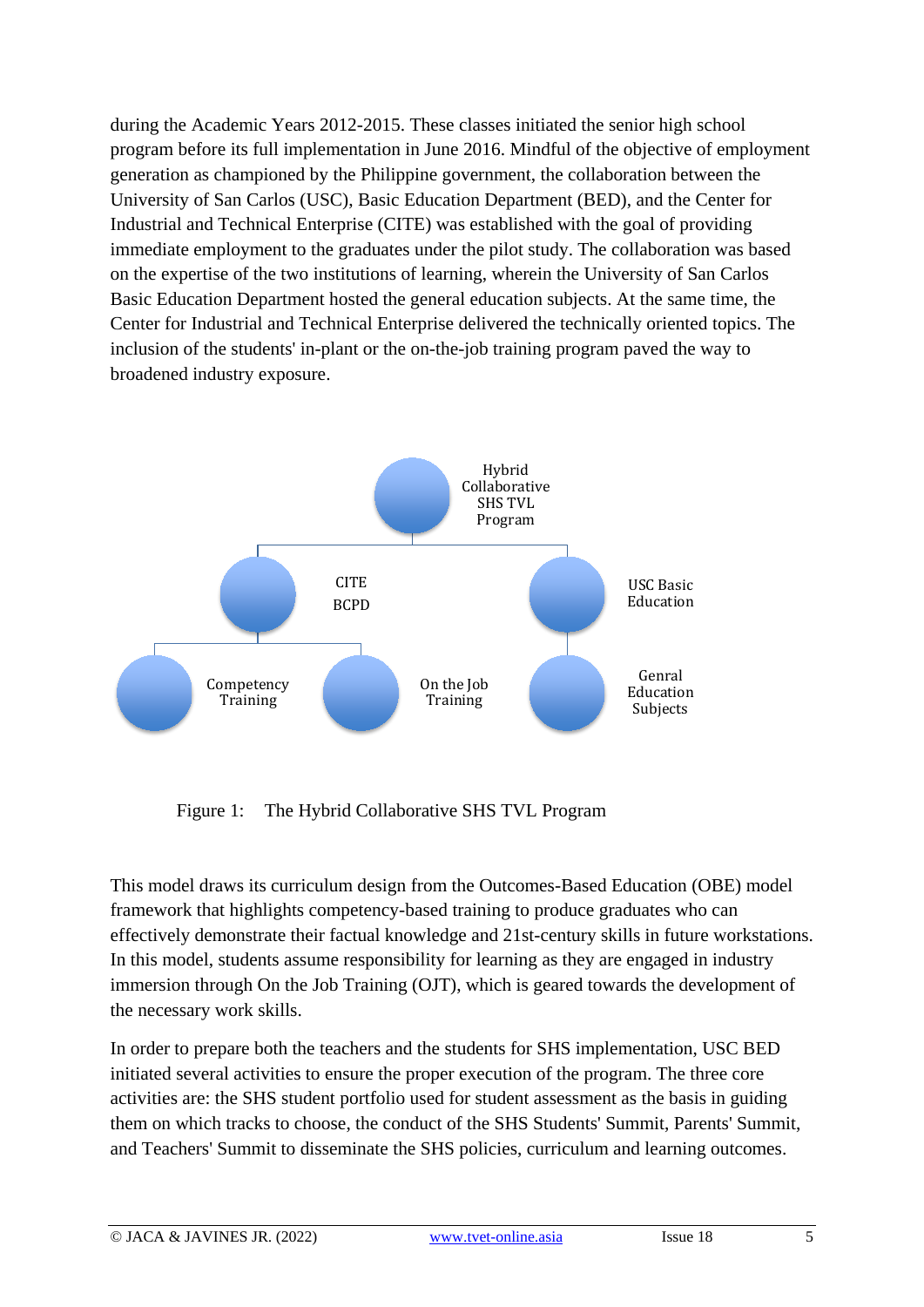during the Academic Years 2012-2015. These classes initiated the senior high school program before its full implementation in June 2016. Mindful of the objective of employment generation as championed by the Philippine government, the collaboration between the University of San Carlos (USC), Basic Education Department (BED), and the Center for Industrial and Technical Enterprise (CITE) was established with the goal of providing immediate employment to the graduates under the pilot study. The collaboration was based on the expertise of the two institutions of learning, wherein the University of San Carlos Basic Education Department hosted the general education subjects. At the same time, the Center for Industrial and Technical Enterprise delivered the technically oriented topics. The inclusion of the students' in-plant or the on-the-job training program paved the way to broadened industry exposure.

Hybrid Collaborative SHS TVL Program

CITE BCPD

USC Basic Education

Competency Training

On the Job Training

Genral Education Subjects

Figure 1: The Hybrid Collaborative SHS TVL Program

This model draws its curriculum design from the Outcomes-Based Education (OBE) model framework that highlights competency-based training to produce graduates who can effectively demonstrate their factual knowledge and 21st-century skills in future workstations. In this model, students assume responsibility for learning as they are engaged in industry immersion through On the Job Training (OJT), which is geared towards the development of the necessary work skills.

In order to prepare both the teachers and the students for SHS implementation, USC BED initiated several activities to ensure the proper execution of the program. The three core activities are: the SHS student portfolio used for student assessment as the basis in guiding them on which tracks to choose, the conduct of the SHS Students' Summit, Parents' Summit, and Teachers' Summit to disseminate the SHS policies, curriculum and learning outcomes.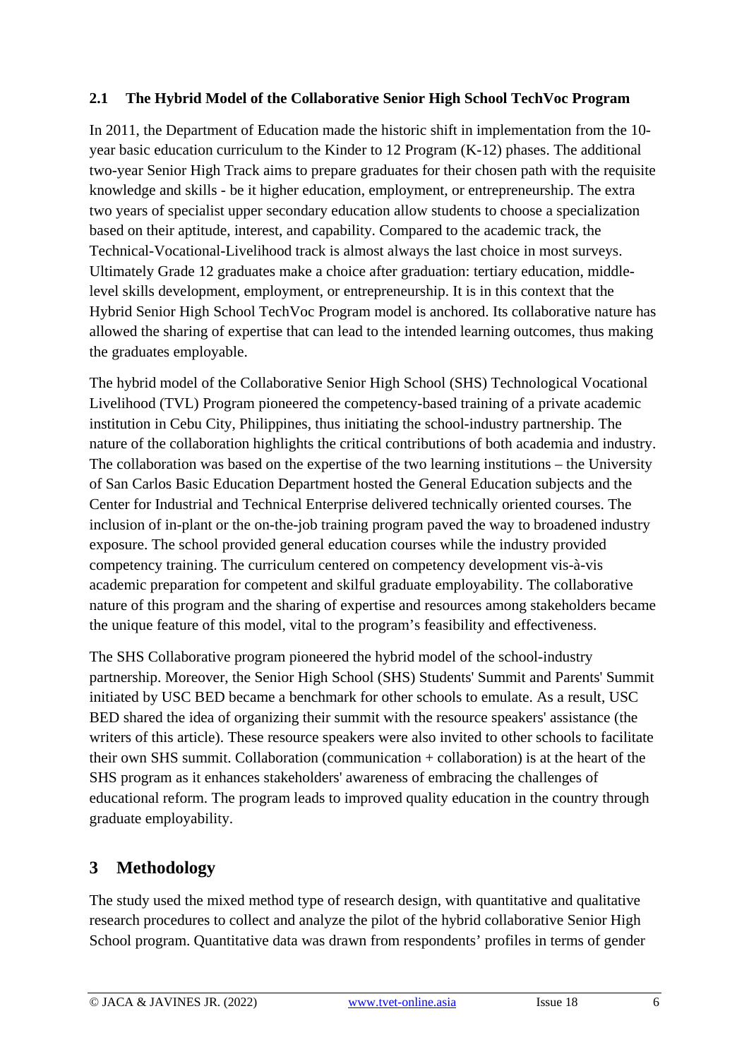### 2.1 The Hybrid Model of the Collaborative Senior High School TechVoc Program

In 2011, the Department of Education made the historic shift in implementation from the 10-year basic education curriculum to the Kinder to 12 Program (K-12) phases. The additional two-year Senior High Track aims to prepare graduates for their chosen path with the requisite knowledge and skills - be it higher education, employment, or entrepreneurship. The extra two years of specialist upper secondary education allow students to choose a specialization based on their aptitude, interest, and capability. Compared to the academic track, the Technical-Vocational-Livelihood track is almost always the last choice in most surveys. Ultimately Grade 12 graduates make a choice after graduation: tertiary education, middle-level skills development, employment, or entrepreneurship. It is in this context that the Hybrid Senior High School TechVoc Program model is anchored. Its collaborative nature has allowed the sharing of expertise that can lead to the intended learning outcomes, thus making the graduates employable.

The hybrid model of the Collaborative Senior High School (SHS) Technological Vocational Livelihood (TVL) Program pioneered the competency-based training of a private academic institution in Cebu City, Philippines, thus initiating the school-industry partnership. The nature of the collaboration highlights the critical contributions of both academia and industry. The collaboration was based on the expertise of the two learning institutions – the University of San Carlos Basic Education Department hosted the General Education subjects and the Center for Industrial and Technical Enterprise delivered technically oriented courses. The inclusion of in-plant or the on-the-job training program paved the way to broadened industry exposure. The school provided general education courses while the industry provided competency training. The curriculum centered on competency development vis-à-vis academic preparation for competent and skilful graduate employability. The collaborative nature of this program and the sharing of expertise and resources among stakeholders became the unique feature of this model, vital to the program's feasibility and effectiveness.

The SHS Collaborative program pioneered the hybrid model of the school-industry partnership. Moreover, the Senior High School (SHS) Students' Summit and Parents' Summit initiated by USC BED became a benchmark for other schools to emulate. As a result, USC BED shared the idea of organizing their summit with the resource speakers' assistance (the writers of this article). These resource speakers were also invited to other schools to facilitate their own SHS summit. Collaboration (communication + collaboration) is at the heart of the SHS program as it enhances stakeholders' awareness of embracing the challenges of educational reform. The program leads to improved quality education in the country through graduate employability.

## 3 Methodology

The study used the mixed method type of research design, with quantitative and qualitative research procedures to collect and analyze the pilot of the hybrid collaborative Senior High School program. Quantitative data was drawn from respondents' profiles in terms of gender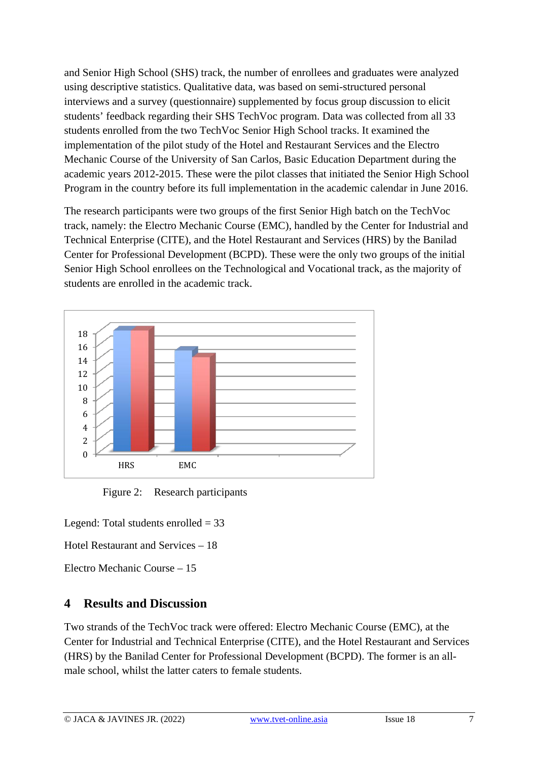and Senior High School (SHS) track, the number of enrollees and graduates were analyzed using descriptive statistics. Qualitative data, was based on semi-structured personal interviews and a survey (questionnaire) supplemented by focus group discussion to elicit students' feedback regarding their SHS TechVoc program. Data was collected from all 33 students enrolled from the two TechVoc Senior High School tracks. It examined the implementation of the pilot study of the Hotel and Restaurant Services and the Electro Mechanic Course of the University of San Carlos, Basic Education Department during the academic years 2012-2015. These were the pilot classes that initiated the Senior High School Program in the country before its full implementation in the academic calendar in June 2016.

The research participants were two groups of the first Senior High batch on the TechVoc track, namely: the Electro Mechanic Course (EMC), handled by the Center for Industrial and Technical Enterprise (CITE), and the Hotel Restaurant and Services (HRS) by the Banilad Center for Professional Development (BCPD). These were the only two groups of the initial Senior High School enrollees on the Technological and Vocational track, as the majority of students are enrolled in the academic track.

Figure 2: Research participants

Legend: Total students enrolled = 33

Hotel Restaurant and Services – 18

Electro Mechanic Course – 15

## 4 Results and Discussion

Two strands of the TechVoc track were offered: Electro Mechanic Course (EMC), at the Center for Industrial and Technical Enterprise (CITE), and the Hotel Restaurant and Services (HRS) by the Banilad Center for Professional Development (BCPD). The former is an all-male school, whilst the latter caters to female students.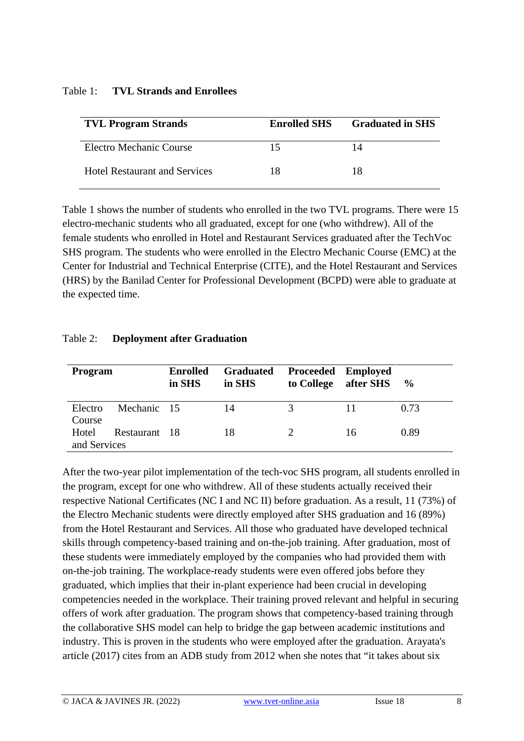Table 1: **TVL Strands and Enrollees**

| TVL Program Strands | Enrolled SHS | Graduated in SHS |
| --- | --- | --- |
| Electro Mechanic Course | 15 | 14 |
| Hotel Restaurant and Services | 18 | 18 |

Table 1 shows the number of students who enrolled in the two TVL programs. There were 15 electro-mechanic students who all graduated, except for one (who withdrew). All of the female students who enrolled in Hotel and Restaurant Services graduated after the TechVoc SHS program. The students who were enrolled in the Electro Mechanic Course (EMC) at the Center for Industrial and Technical Enterprise (CITE), and the Hotel Restaurant and Services (HRS) by the Banilad Center for Professional Development (BCPD) were able to graduate at the expected time.

Table 2: **Deployment after Graduation**

| Program | Enrolled in SHS | Graduated in SHS | Proceeded to College | Employed after SHS | % |
| --- | --- | --- | --- | --- | --- |
| Electro Mechanic Course | 15 | 14 | 3 | 11 | 0.73 |
| Hotel Restaurant and Services | 18 | 18 | 2 | 16 | 0.89 |

After the two-year pilot implementation of the tech-voc SHS program, all students enrolled in the program, except for one who withdrew. All of these students actually received their respective National Certificates (NC I and NC II) before graduation. As a result, 11 (73%) of the Electro Mechanic students were directly employed after SHS graduation and 16 (89%) from the Hotel Restaurant and Services. All those who graduated have developed technical skills through competency-based training and on-the-job training. After graduation, most of these students were immediately employed by the companies who had provided them with on-the-job training. The workplace-ready students were even offered jobs before they graduated, which implies that their in-plant experience had been crucial in developing competencies needed in the workplace. Their training proved relevant and helpful in securing offers of work after graduation. The program shows that competency-based training through the collaborative SHS model can help to bridge the gap between academic institutions and industry. This is proven in the students who were employed after the graduation. Arayata's article (2017) cites from an ADB study from 2012 when she notes that "it takes about six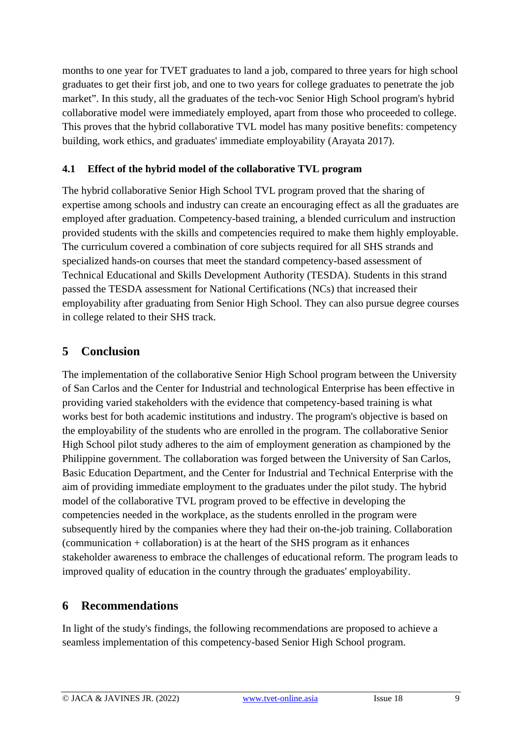months to one year for TVET graduates to land a job, compared to three years for high school graduates to get their first job, and one to two years for college graduates to penetrate the job market”. In this study, all the graduates of the tech-voc Senior High School program's hybrid collaborative model were immediately employed, apart from those who proceeded to college. This proves that the hybrid collaborative TVL model has many positive benefits: competency building, work ethics, and graduates' immediate employability (Arayata 2017).

### 4.1 Effect of the hybrid model of the collaborative TVL program

The hybrid collaborative Senior High School TVL program proved that the sharing of expertise among schools and industry can create an encouraging effect as all the graduates are employed after graduation. Competency-based training, a blended curriculum and instruction provided students with the skills and competencies required to make them highly employable. The curriculum covered a combination of core subjects required for all SHS strands and specialized hands-on courses that meet the standard competency-based assessment of Technical Educational and Skills Development Authority (TESDA). Students in this strand passed the TESDA assessment for National Certifications (NCs) that increased their employability after graduating from Senior High School. They can also pursue degree courses in college related to their SHS track.

## 5 Conclusion

The implementation of the collaborative Senior High School program between the University of San Carlos and the Center for Industrial and technological Enterprise has been effective in providing varied stakeholders with the evidence that competency-based training is what works best for both academic institutions and industry. The program's objective is based on the employability of the students who are enrolled in the program. The collaborative Senior High School pilot study adheres to the aim of employment generation as championed by the Philippine government. The collaboration was forged between the University of San Carlos, Basic Education Department, and the Center for Industrial and Technical Enterprise with the aim of providing immediate employment to the graduates under the pilot study. The hybrid model of the collaborative TVL program proved to be effective in developing the competencies needed in the workplace, as the students enrolled in the program were subsequently hired by the companies where they had their on-the-job training. Collaboration (communication + collaboration) is at the heart of the SHS program as it enhances stakeholder awareness to embrace the challenges of educational reform. The program leads to improved quality of education in the country through the graduates' employability.

## 6 Recommendations

In light of the study's findings, the following recommendations are proposed to achieve a seamless implementation of this competency-based Senior High School program.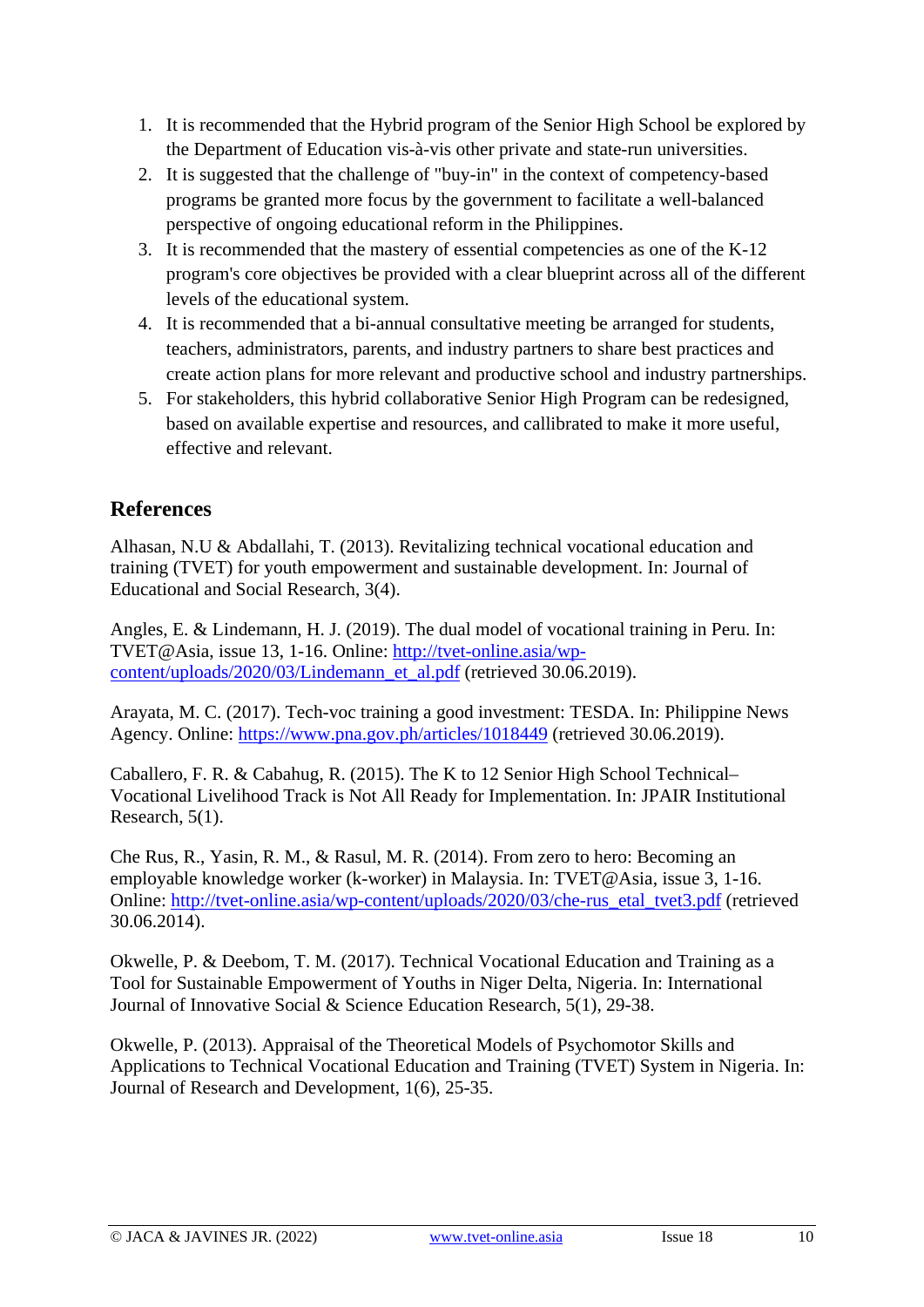1. It is recommended that the Hybrid program of the Senior High School be explored by the Department of Education vis-à-vis other private and state-run universities.
2. It is suggested that the challenge of "buy-in" in the context of competency-based programs be granted more focus by the government to facilitate a well-balanced perspective of ongoing educational reform in the Philippines.
3. It is recommended that the mastery of essential competencies as one of the K-12 program's core objectives be provided with a clear blueprint across all of the different levels of the educational system.
4. It is recommended that a bi-annual consultative meeting be arranged for students, teachers, administrators, parents, and industry partners to share best practices and create action plans for more relevant and productive school and industry partnerships.
5. For stakeholders, this hybrid collaborative Senior High Program can be redesigned, based on available expertise and resources, and callibrated to make it more useful, effective and relevant.

## References

Alhasan, N.U & Abdallahi, T. (2013). Revitalizing technical vocational education and training (TVET) for youth empowerment and sustainable development. In: Journal of Educational and Social Research, 3(4).

Angles, E. & Lindemann, H. J. (2019). The dual model of vocational training in Peru. In: TVET@Asia, issue 13, 1-16. Online: http://tvet-online.asia/wp-content/uploads/2020/03/Lindemann_et_al.pdf (retrieved 30.06.2019).

Arayata, M. C. (2017). Tech-voc training a good investment: TESDA. In: Philippine News Agency. Online: https://www.pna.gov.ph/articles/1018449 (retrieved 30.06.2019).

Caballero, F. R. & Cabahug, R. (2015). The K to 12 Senior High School Technical–Vocational Livelihood Track is Not All Ready for Implementation. In: JPAIR Institutional Research, 5(1).

Che Rus, R., Yasin, R. M., & Rasul, M. R. (2014). From zero to hero: Becoming an employable knowledge worker (k-worker) in Malaysia. In: TVET@Asia, issue 3, 1-16. Online: http://tvet-online.asia/wp-content/uploads/2020/03/che-rus_etal_tvet3.pdf (retrieved 30.06.2014).

Okwelle, P. & Deebom, T. M. (2017). Technical Vocational Education and Training as a Tool for Sustainable Empowerment of Youths in Niger Delta, Nigeria. In: International Journal of Innovative Social & Science Education Research, 5(1), 29-38.

Okwelle, P. (2013). Appraisal of the Theoretical Models of Psychomotor Skills and Applications to Technical Vocational Education and Training (TVET) System in Nigeria. In: Journal of Research and Development, 1(6), 25-35.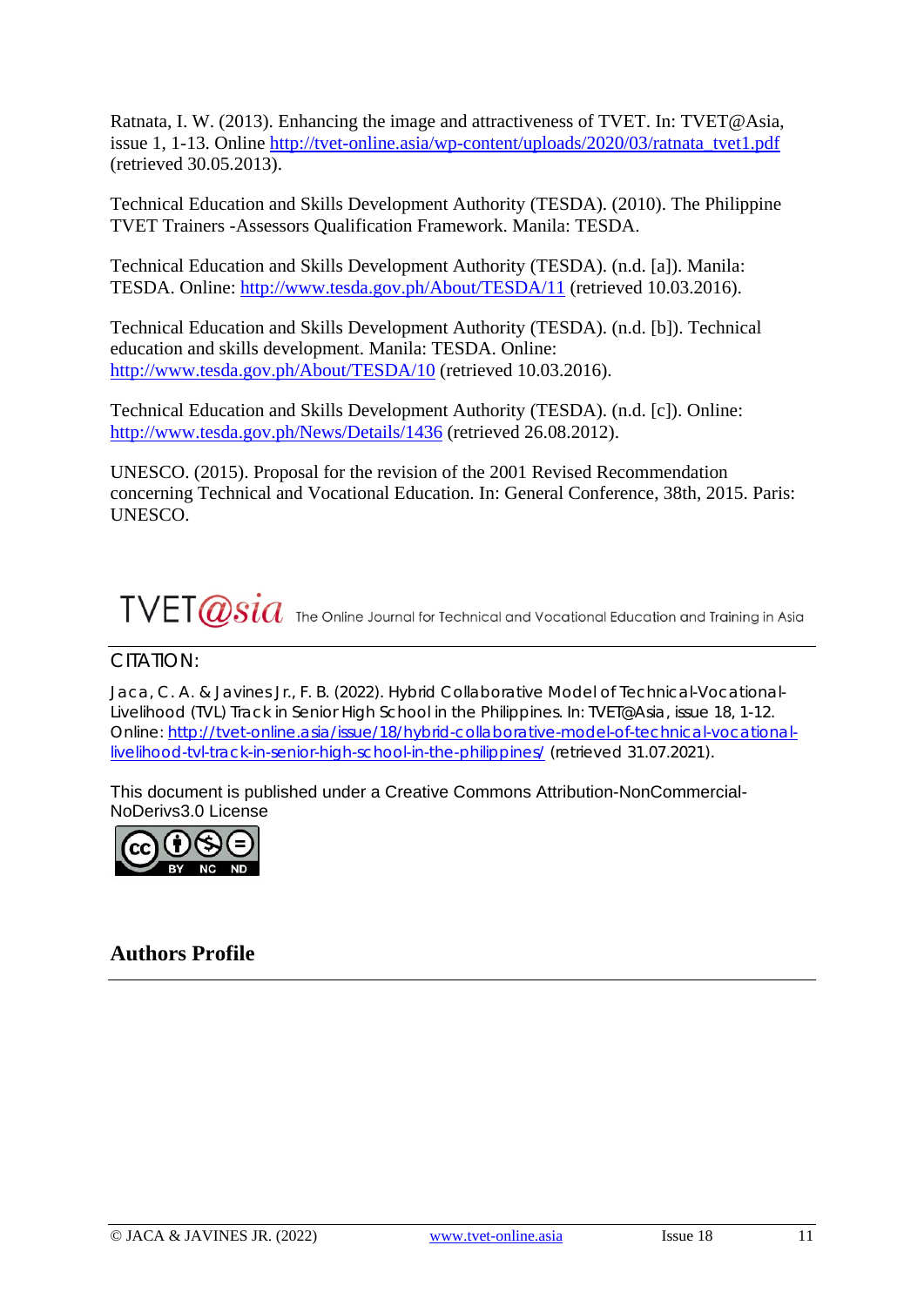Ratnata, I. W. (2013). Enhancing the image and attractiveness of TVET. In: TVET@Asia, issue 1, 1-13. Online http://tvet-online.asia/wp-content/uploads/2020/03/ratnata_tvet1.pdf (retrieved 30.05.2013).

Technical Education and Skills Development Authority (TESDA). (2010). The Philippine TVET Trainers -Assessors Qualification Framework. Manila: TESDA.

Technical Education and Skills Development Authority (TESDA). (n.d. [a]). Manila: TESDA. Online: http://www.tesda.gov.ph/About/TESDA/11 (retrieved 10.03.2016).

Technical Education and Skills Development Authority (TESDA). (n.d. [b]). Technical education and skills development. Manila: TESDA. Online: http://www.tesda.gov.ph/About/TESDA/10 (retrieved 10.03.2016).

Technical Education and Skills Development Authority (TESDA). (n.d. [c]). Online: http://www.tesda.gov.ph/News/Details/1436 (retrieved 26.08.2012).

UNESCO. (2015). Proposal for the revision of the 2001 Revised Recommendation concerning Technical and Vocational Education. In: General Conference, 38th, 2015. Paris: UNESCO.

TVET@sia The Online Journal for Technical and Vocational Education and Training in Asia

CITATION:

Jaca, C. A. & Javines Jr., F. B. (2022). Hybrid Collaborative Model of Technical-Vocational-Livelihood (TVL) Track in Senior High School in the Philippines. In: TVET@Asia, issue 18, 1-12. Online: http://tvet-online.asia/issue/18/hybrid-collaborative-model-of-technical-vocational-livelihood-tvl-track-in-senior-high-school-in-the-philippines/ (retrieved 31.07.2021).

This document is published under a Creative Commons Attribution-NonCommercial-NoDerivs3.0 License

## Authors Profile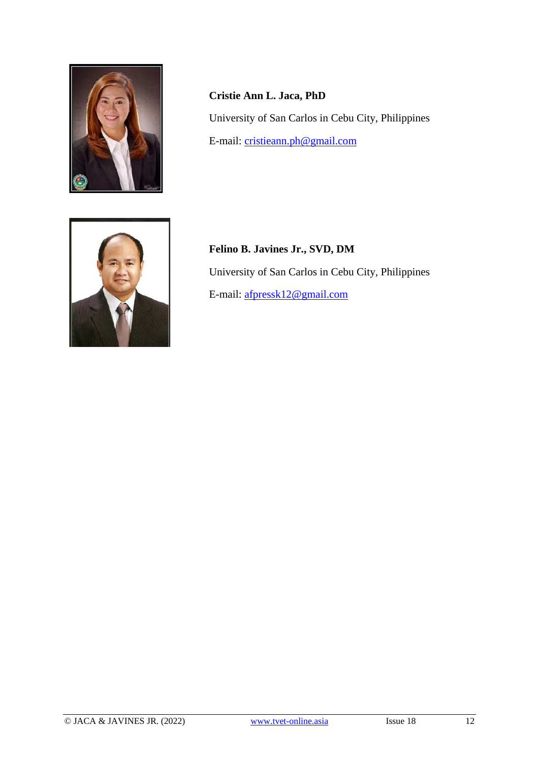**Cristie Ann L. Jaca, PhD**

University of San Carlos in Cebu City, Philippines

E-mail: cristieann.ph@gmail.com

**Felino B. Javines Jr., SVD, DM**

University of San Carlos in Cebu City, Philippines

E-mail: afpressk12@gmail.com